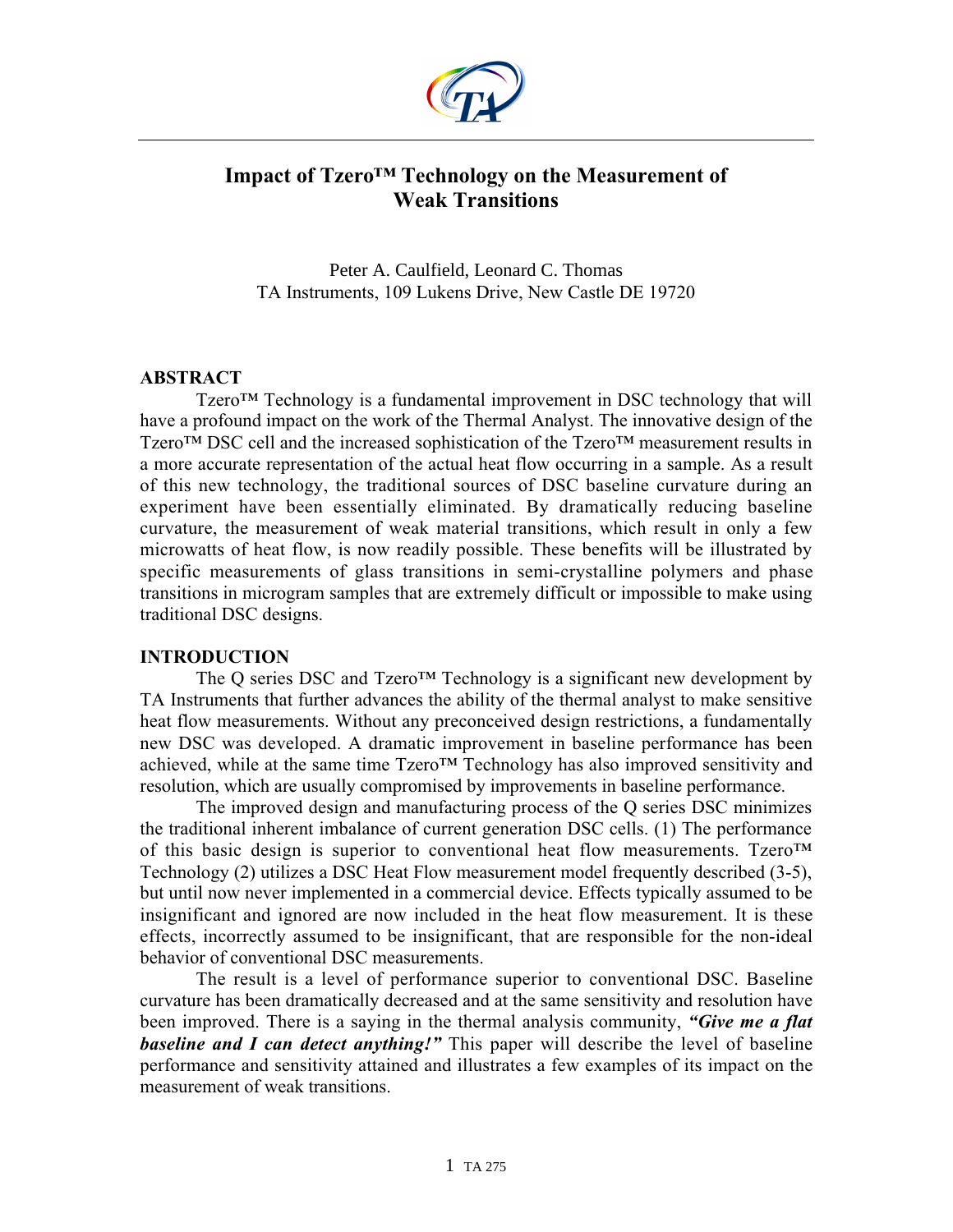# Impact of Tzero™ Technology on the Measurement of Weak Transitions

Peter A. Caulfield, Leonard C. Thomas
TA Instruments, 109 Lukens Drive, New Castle DE 19720

## ABSTRACT

Tzero™ Technology is a fundamental improvement in DSC technology that will have a profound impact on the work of the Thermal Analyst. The innovative design of the Tzero™ DSC cell and the increased sophistication of the Tzero™ measurement results in a more accurate representation of the actual heat flow occurring in a sample. As a result of this new technology, the traditional sources of DSC baseline curvature during an experiment have been essentially eliminated. By dramatically reducing baseline curvature, the measurement of weak material transitions, which result in only a few microwatts of heat flow, is now readily possible. These benefits will be illustrated by specific measurements of glass transitions in semi-crystalline polymers and phase transitions in microgram samples that are extremely difficult or impossible to make using traditional DSC designs.

## INTRODUCTION

The Q series DSC and Tzero™ Technology is a significant new development by TA Instruments that further advances the ability of the thermal analyst to make sensitive heat flow measurements. Without any preconceived design restrictions, a fundamentally new DSC was developed. A dramatic improvement in baseline performance has been achieved, while at the same time Tzero™ Technology has also improved sensitivity and resolution, which are usually compromised by improvements in baseline performance.

The improved design and manufacturing process of the Q series DSC minimizes the traditional inherent imbalance of current generation DSC cells. (1) The performance of this basic design is superior to conventional heat flow measurements. Tzero™ Technology (2) utilizes a DSC Heat Flow measurement model frequently described (3-5), but until now never implemented in a commercial device. Effects typically assumed to be insignificant and ignored are now included in the heat flow measurement. It is these effects, incorrectly assumed to be insignificant, that are responsible for the non-ideal behavior of conventional DSC measurements.

The result is a level of performance superior to conventional DSC. Baseline curvature has been dramatically decreased and at the same sensitivity and resolution have been improved. There is a saying in the thermal analysis community, ***"Give me a flat baseline and I can detect anything!"*** This paper will describe the level of baseline performance and sensitivity attained and illustrates a few examples of its impact on the measurement of weak transitions.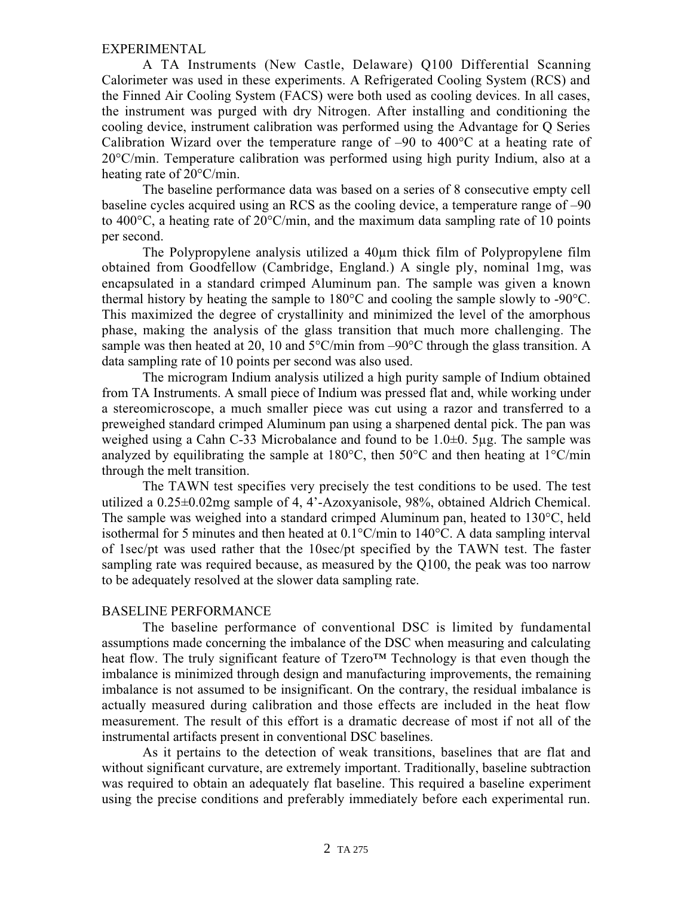## EXPERIMENTAL

A TA Instruments (New Castle, Delaware) Q100 Differential Scanning Calorimeter was used in these experiments. A Refrigerated Cooling System (RCS) and the Finned Air Cooling System (FACS) were both used as cooling devices. In all cases, the instrument was purged with dry Nitrogen. After installing and conditioning the cooling device, instrument calibration was performed using the Advantage for Q Series Calibration Wizard over the temperature range of –90 to 400°C at a heating rate of 20°C/min. Temperature calibration was performed using high purity Indium, also at a heating rate of 20°C/min.

The baseline performance data was based on a series of 8 consecutive empty cell baseline cycles acquired using an RCS as the cooling device, a temperature range of –90 to 400°C, a heating rate of 20°C/min, and the maximum data sampling rate of 10 points per second.

The Polypropylene analysis utilized a 40µm thick film of Polypropylene film obtained from Goodfellow (Cambridge, England.) A single ply, nominal 1mg, was encapsulated in a standard crimped Aluminum pan. The sample was given a known thermal history by heating the sample to 180°C and cooling the sample slowly to -90°C. This maximized the degree of crystallinity and minimized the level of the amorphous phase, making the analysis of the glass transition that much more challenging. The sample was then heated at 20, 10 and 5°C/min from –90°C through the glass transition. A data sampling rate of 10 points per second was also used.

The microgram Indium analysis utilized a high purity sample of Indium obtained from TA Instruments. A small piece of Indium was pressed flat and, while working under a stereomicroscope, a much smaller piece was cut using a razor and transferred to a preweighed standard crimped Aluminum pan using a sharpened dental pick. The pan was weighed using a Cahn C-33 Microbalance and found to be 1.0±0. 5µg. The sample was analyzed by equilibrating the sample at 180°C, then 50°C and then heating at 1°C/min through the melt transition.

The TAWN test specifies very precisely the test conditions to be used. The test utilized a 0.25±0.02mg sample of 4, 4'-Azoxyanisole, 98%, obtained Aldrich Chemical. The sample was weighed into a standard crimped Aluminum pan, heated to 130°C, held isothermal for 5 minutes and then heated at 0.1°C/min to 140°C. A data sampling interval of 1sec/pt was used rather that the 10sec/pt specified by the TAWN test. The faster sampling rate was required because, as measured by the Q100, the peak was too narrow to be adequately resolved at the slower data sampling rate.

## BASELINE PERFORMANCE

The baseline performance of conventional DSC is limited by fundamental assumptions made concerning the imbalance of the DSC when measuring and calculating heat flow. The truly significant feature of Tzero™ Technology is that even though the imbalance is minimized through design and manufacturing improvements, the remaining imbalance is not assumed to be insignificant. On the contrary, the residual imbalance is actually measured during calibration and those effects are included in the heat flow measurement. The result of this effort is a dramatic decrease of most if not all of the instrumental artifacts present in conventional DSC baselines.

As it pertains to the detection of weak transitions, baselines that are flat and without significant curvature, are extremely important. Traditionally, baseline subtraction was required to obtain an adequately flat baseline. This required a baseline experiment using the precise conditions and preferably immediately before each experimental run.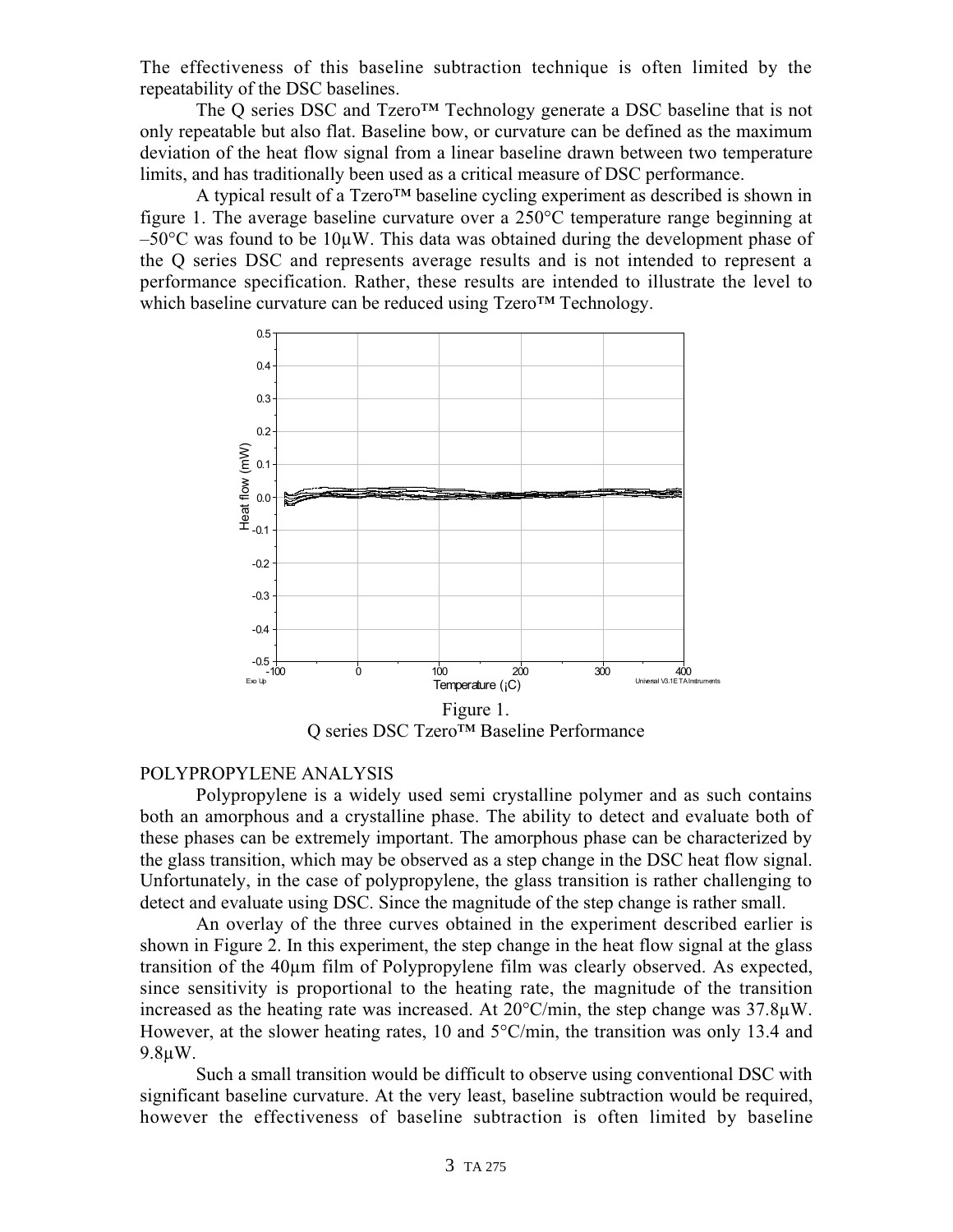The effectiveness of this baseline subtraction technique is often limited by the repeatability of the DSC baselines.

The Q series DSC and Tzero™ Technology generate a DSC baseline that is not only repeatable but also flat. Baseline bow, or curvature can be defined as the maximum deviation of the heat flow signal from a linear baseline drawn between two temperature limits, and has traditionally been used as a critical measure of DSC performance.

A typical result of a Tzero™ baseline cycling experiment as described is shown in figure 1. The average baseline curvature over a 250°C temperature range beginning at –50°C was found to be 10µW. This data was obtained during the development phase of the Q series DSC and represents average results and is not intended to represent a performance specification. Rather, these results are intended to illustrate the level to which baseline curvature can be reduced using Tzero™ Technology.

Figure 1.
Q series DSC Tzero™ Baseline Performance

## POLYPROPYLENE ANALYSIS

Polypropylene is a widely used semi crystalline polymer and as such contains both an amorphous and a crystalline phase. The ability to detect and evaluate both of these phases can be extremely important. The amorphous phase can be characterized by the glass transition, which may be observed as a step change in the DSC heat flow signal. Unfortunately, in the case of polypropylene, the glass transition is rather challenging to detect and evaluate using DSC. Since the magnitude of the step change is rather small.

An overlay of the three curves obtained in the experiment described earlier is shown in Figure 2. In this experiment, the step change in the heat flow signal at the glass transition of the 40µm film of Polypropylene film was clearly observed. As expected, since sensitivity is proportional to the heating rate, the magnitude of the transition increased as the heating rate was increased. At 20°C/min, the step change was 37.8µW. However, at the slower heating rates, 10 and 5°C/min, the transition was only 13.4 and 9.8µW.

Such a small transition would be difficult to observe using conventional DSC with significant baseline curvature. At the very least, baseline subtraction would be required, however the effectiveness of baseline subtraction is often limited by baseline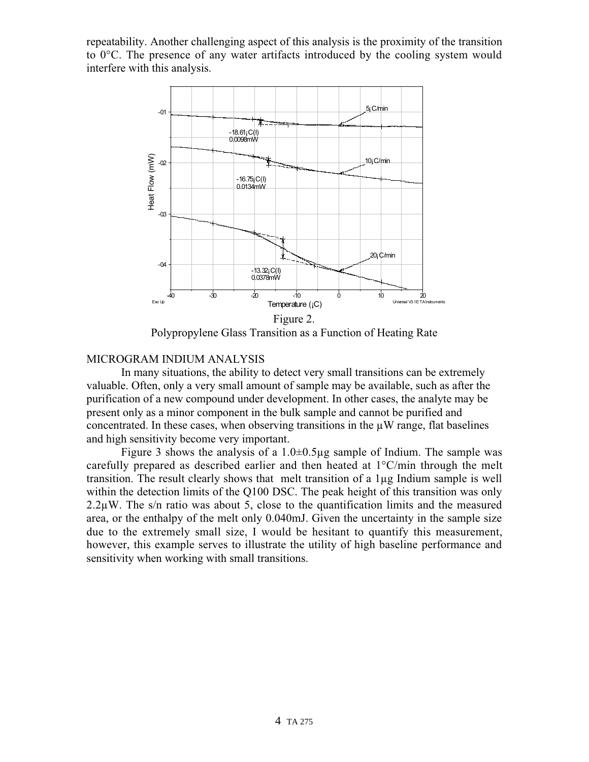repeatability. Another challenging aspect of this analysis is the proximity of the transition to 0°C. The presence of any water artifacts introduced by the cooling system would interfere with this analysis.

Figure 2.
Polypropylene Glass Transition as a Function of Heating Rate

## MICROGRAM INDIUM ANALYSIS

In many situations, the ability to detect very small transitions can be extremely valuable. Often, only a very small amount of sample may be available, such as after the purification of a new compound under development. In other cases, the analyte may be present only as a minor component in the bulk sample and cannot be purified and concentrated. In these cases, when observing transitions in the µW range, flat baselines and high sensitivity become very important.

Figure 3 shows the analysis of a 1.0±0.5µg sample of Indium. The sample was carefully prepared as described earlier and then heated at 1°C/min through the melt transition. The result clearly shows that melt transition of a 1µg Indium sample is well within the detection limits of the Q100 DSC. The peak height of this transition was only 2.2µW. The s/n ratio was about 5, close to the quantification limits and the measured area, or the enthalpy of the melt only 0.040mJ. Given the uncertainty in the sample size due to the extremely small size, I would be hesitant to quantify this measurement, however, this example serves to illustrate the utility of high baseline performance and sensitivity when working with small transitions.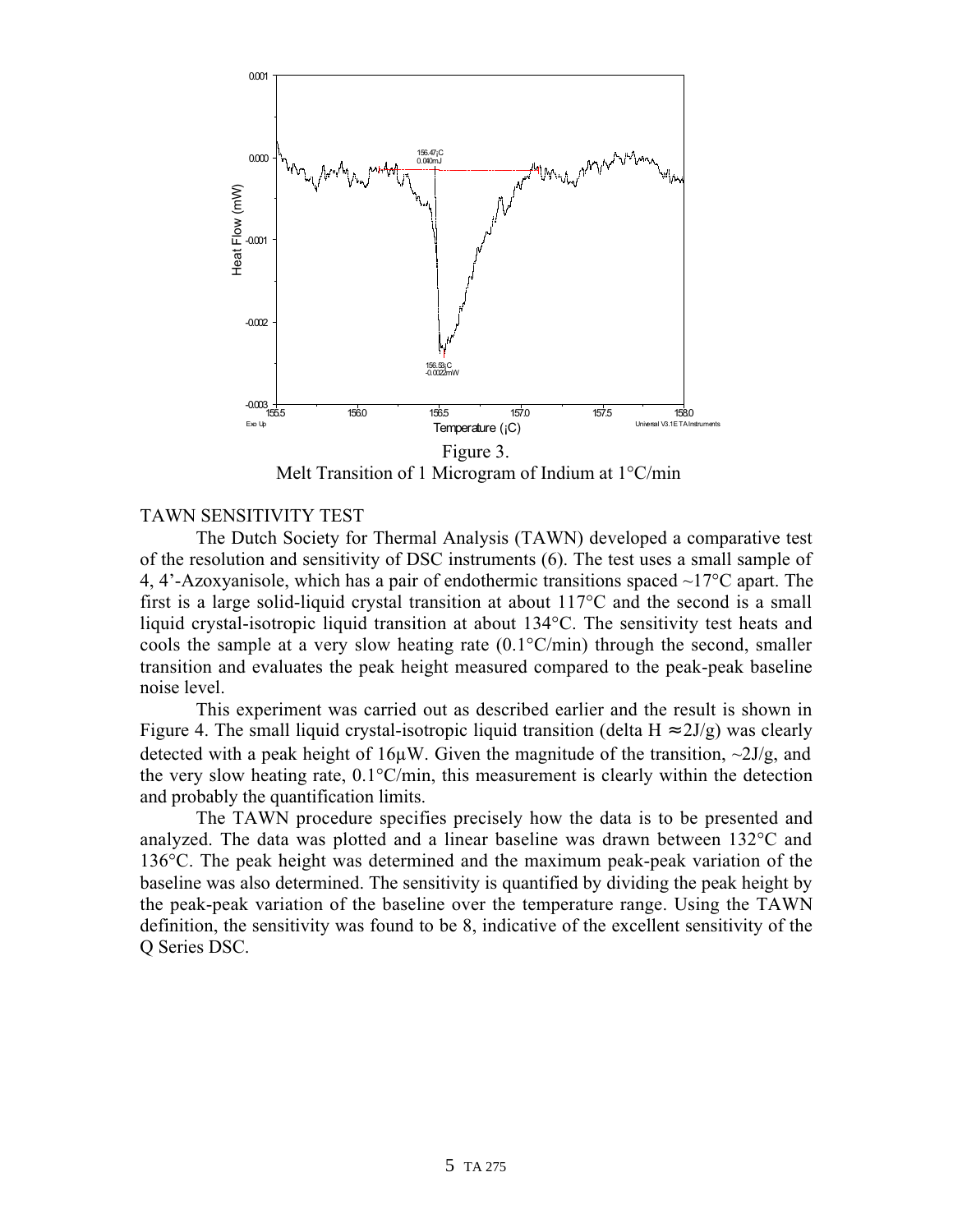Figure 3.
Melt Transition of 1 Microgram of Indium at 1°C/min

## TAWN SENSITIVITY TEST

The Dutch Society for Thermal Analysis (TAWN) developed a comparative test of the resolution and sensitivity of DSC instruments (6). The test uses a small sample of 4, 4'-Azoxyanisole, which has a pair of endothermic transitions spaced ~17°C apart. The first is a large solid-liquid crystal transition at about 117°C and the second is a small liquid crystal-isotropic liquid transition at about 134°C. The sensitivity test heats and cools the sample at a very slow heating rate (0.1°C/min) through the second, smaller transition and evaluates the peak height measured compared to the peak-peak baseline noise level.

This experiment was carried out as described earlier and the result is shown in Figure 4. The small liquid crystal-isotropic liquid transition (delta H ≈ 2J/g) was clearly detected with a peak height of 16μW. Given the magnitude of the transition, ~2J/g, and the very slow heating rate, 0.1°C/min, this measurement is clearly within the detection and probably the quantification limits.

The TAWN procedure specifies precisely how the data is to be presented and analyzed. The data was plotted and a linear baseline was drawn between 132°C and 136°C. The peak height was determined and the maximum peak-peak variation of the baseline was also determined. The sensitivity is quantified by dividing the peak height by the peak-peak variation of the baseline over the temperature range. Using the TAWN definition, the sensitivity was found to be 8, indicative of the excellent sensitivity of the Q Series DSC.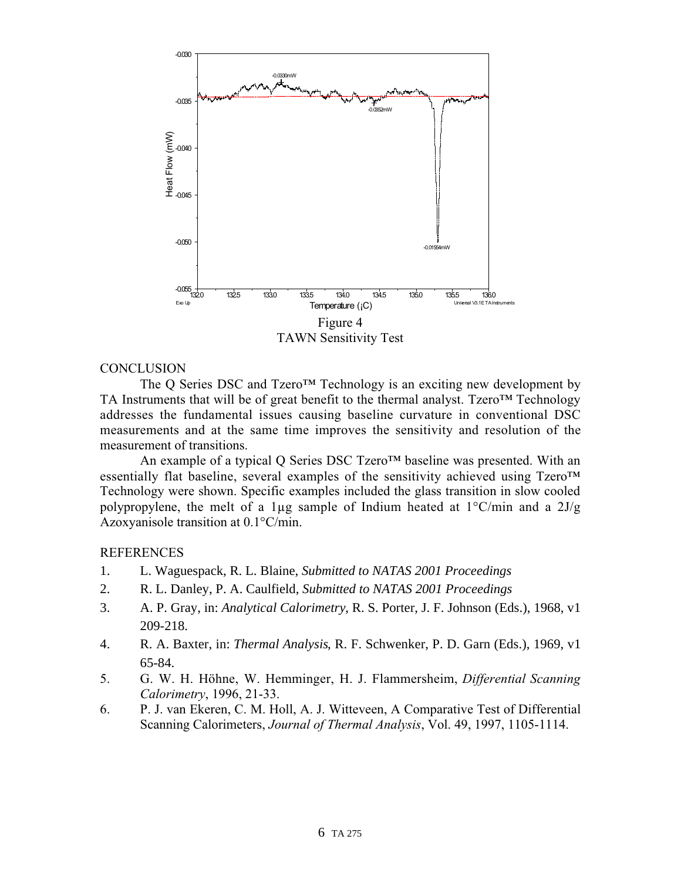-0.030

-0.0330mW

-0.035

-0.0352mW

-0.040

-0.045

-0.050

-0.01554mW

-0.055

Heat Flow (mW)

132.0 132.5 133.0 133.5 134.0 134.5 135.0 135.5 136.0

Exo Up

Temperature (¡C)

Universal V3.1E TA Instruments

Figure 4
TAWN Sensitivity Test

## CONCLUSION

The Q Series DSC and Tzero™ Technology is an exciting new development by TA Instruments that will be of great benefit to the thermal analyst. Tzero™ Technology addresses the fundamental issues causing baseline curvature in conventional DSC measurements and at the same time improves the sensitivity and resolution of the measurement of transitions.

An example of a typical Q Series DSC Tzero™ baseline was presented. With an essentially flat baseline, several examples of the sensitivity achieved using Tzero™ Technology were shown. Specific examples included the glass transition in slow cooled polypropylene, the melt of a 1µg sample of Indium heated at 1°C/min and a 2J/g Azoxyanisole transition at 0.1°C/min.

## REFERENCES

1. L. Waguespack, R. L. Blaine, *Submitted to NATAS 2001 Proceedings*
2. R. L. Danley, P. A. Caulfield, *Submitted to NATAS 2001 Proceedings*
3. A. P. Gray, in: *Analytical Calorimetry*, R. S. Porter, J. F. Johnson (Eds.), 1968, v1 209-218.
4. R. A. Baxter, in: *Thermal Analysis*, R. F. Schwenker, P. D. Garn (Eds.), 1969, v1 65-84.
5. G. W. H. Höhne, W. Hemminger, H. J. Flammersheim, *Differential Scanning Calorimetry*, 1996, 21-33.
6. P. J. van Ekeren, C. M. Holl, A. J. Witteveen, A Comparative Test of Differential Scanning Calorimeters, *Journal of Thermal Analysis*, Vol. 49, 1997, 1105-1114.